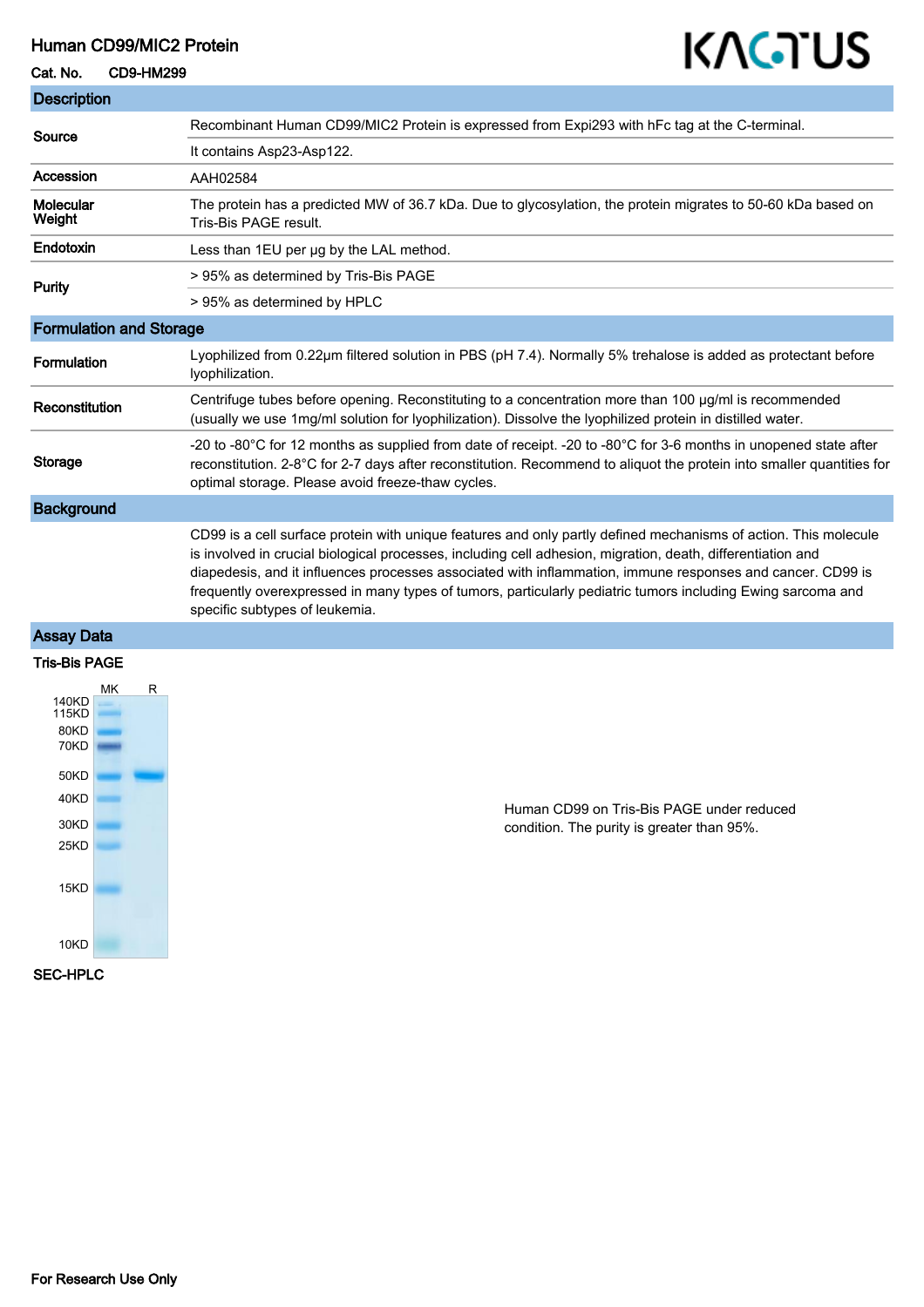# Human CD99/MIC2 Protein

**Cat. No.** CD9-HM299

KACTUS

## Description

| | |
|---|---|
| **Source** | Recombinant Human CD99/MIC2 Protein is expressed from Expi293 with hFc tag at the C-terminal. |
| | It contains Asp23-Asp122. |
| **Accession** | AAH02584 |
| **Molecular Weight** | The protein has a predicted MW of 36.7 kDa. Due to glycosylation, the protein migrates to 50-60 kDa based on Tris-Bis PAGE result. |
| **Endotoxin** | Less than 1EU per μg by the LAL method. |
| **Purity** | > 95% as determined by Tris-Bis PAGE |
| | > 95% as determined by HPLC |

## Formulation and Storage

| | |
|---|---|
| **Formulation** | Lyophilized from 0.22μm filtered solution in PBS (pH 7.4). Normally 5% trehalose is added as protectant before lyophilization. |
| **Reconstitution** | Centrifuge tubes before opening. Reconstituting to a concentration more than 100 μg/ml is recommended (usually we use 1mg/ml solution for lyophilization). Dissolve the lyophilized protein in distilled water. |
| **Storage** | -20 to -80°C for 12 months as supplied from date of receipt. -20 to -80°C for 3-6 months in unopened state after reconstitution. 2-8°C for 2-7 days after reconstitution. Recommend to aliquot the protein into smaller quantities for optimal storage. Please avoid freeze-thaw cycles. |

## Background

CD99 is a cell surface protein with unique features and only partly defined mechanisms of action. This molecule is involved in crucial biological processes, including cell adhesion, migration, death, differentiation and diapedesis, and it influences processes associated with inflammation, immune responses and cancer. CD99 is frequently overexpressed in many types of tumors, particularly pediatric tumors including Ewing sarcoma and specific subtypes of leukemia.

## Assay Data

### Tris-Bis PAGE

Human CD99 on Tris-Bis PAGE under reduced condition. The purity is greater than 95%.

### SEC-HPLC

For Research Use Only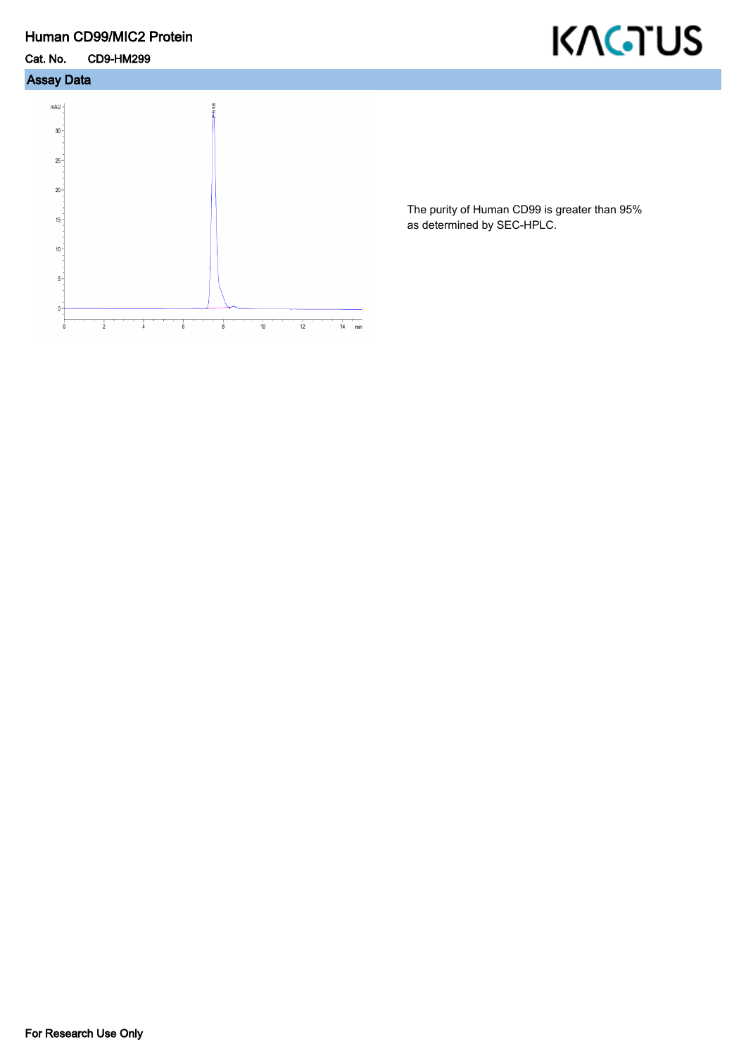Human CD99/MIC2 Protein

Cat. No. CD9-HM299

## Assay Data

mAU

30

25

20

15

10

5

0

0 2 4 6 8 10 12 14 min

7.518

The purity of Human CD99 is greater than 95% as determined by SEC-HPLC.

For Research Use Only